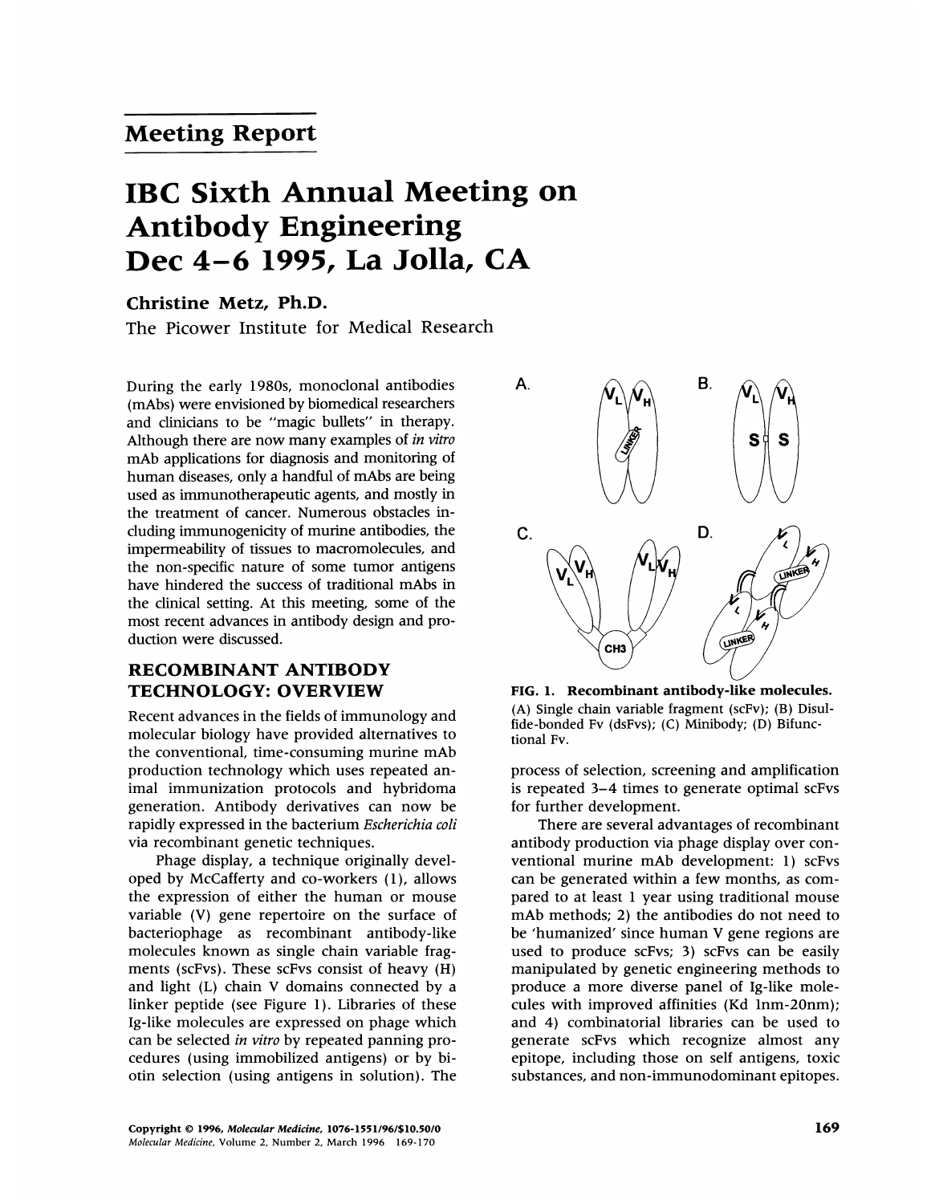## Meeting Report

# IBC Sixth Annual Meeting on Antibody Engineering Dec 4–6 1995, La Jolla, CA

**Christine Metz, Ph.D.**

The Picower Institute for Medical Research

During the early 1980s, monoclonal antibodies (mAbs) were envisioned by biomedical researchers and clinicians to be "magic bullets" in therapy. Although there are now many examples of *in vitro* mAb applications for diagnosis and monitoring of human diseases, only a handful of mAbs are being used as immunotherapeutic agents, and mostly in the treatment of cancer. Numerous obstacles including immunogenicity of murine antibodies, the impermeability of tissues to macromolecules, and the non-specific nature of some tumor antigens have hindered the success of traditional mAbs in the clinical setting. At this meeting, some of the most recent advances in antibody design and production were discussed.

## RECOMBINANT ANTIBODY TECHNOLOGY: OVERVIEW

Recent advances in the fields of immunology and molecular biology have provided alternatives to the conventional, time-consuming murine mAb production technology which uses repeated animal immunization protocols and hybridoma generation. Antibody derivatives can now be rapidly expressed in the bacterium *Escherichia coli* via recombinant genetic techniques.

Phage display, a technique originally developed by McCafferty and co-workers (1), allows the expression of either the human or mouse variable (V) gene repertoire on the surface of bacteriophage as recombinant antibody-like molecules known as single chain variable fragments (scFvs). These scFvs consist of heavy (H) and light (L) chain V domains connected by a linker peptide (see Figure 1). Libraries of these Ig-like molecules are expressed on phage which can be selected *in vitro* by repeated panning procedures (using immobilized antigens) or by biotin selection (using antigens in solution). The process of selection, screening and amplification is repeated 3–4 times to generate optimal scFvs for further development.

**FIG. 1. Recombinant antibody-like molecules.** (A) Single chain variable fragment (scFv); (B) Disulfide-bonded Fv (dsFvs); (C) Minibody; (D) Bifunctional Fv.

There are several advantages of recombinant antibody production via phage display over conventional murine mAb development: 1) scFvs can be generated within a few months, as compared to at least 1 year using traditional mouse mAb methods; 2) the antibodies do not need to be 'humanized' since human V gene regions are used to produce scFvs; 3) scFvs can be easily manipulated by genetic engineering methods to produce a more diverse panel of Ig-like molecules with improved affinities (Kd 1nm-20nm); and 4) combinatorial libraries can be used to generate scFvs which recognize almost any epitope, including those on self antigens, toxic substances, and non-immunodominant epitopes.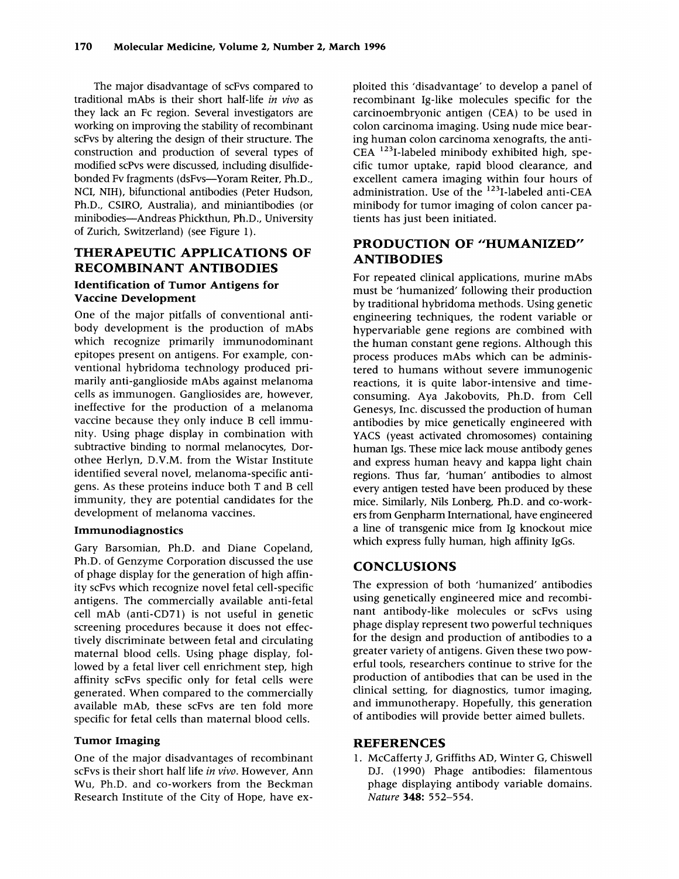The major disadvantage of scFvs compared to traditional mAbs is their short half-life *in vivo* as they lack an Fc region. Several investigators are working on improving the stability of recombinant scFvs by altering the design of their structure. The construction and production of several types of modified scPvs were discussed, including disulfide-bonded Fv fragments (dsFvs—Yoram Reiter, Ph.D., NCI, NIH), bifunctional antibodies (Peter Hudson, Ph.D., CSIRO, Australia), and miniantibodies (or minibodies—Andreas Phickthun, Ph.D., University of Zurich, Switzerland) (see Figure 1).

## THERAPEUTIC APPLICATIONS OF RECOMBINANT ANTIBODIES

### Identification of Tumor Antigens for Vaccine Development

One of the major pitfalls of conventional antibody development is the production of mAbs which recognize primarily immunodominant epitopes present on antigens. For example, conventional hybridoma technology produced primarily anti-ganglioside mAbs against melanoma cells as immunogen. Gangliosides are, however, ineffective for the production of a melanoma vaccine because they only induce B cell immunity. Using phage display in combination with subtractive binding to normal melanocytes, Dorothee Herlyn, D.V.M. from the Wistar Institute identified several novel, melanoma-specific antigens. As these proteins induce both T and B cell immunity, they are potential candidates for the development of melanoma vaccines.

### Immunodiagnostics

Gary Barsomian, Ph.D. and Diane Copeland, Ph.D. of Genzyme Corporation discussed the use of phage display for the generation of high affinity scFvs which recognize novel fetal cell-specific antigens. The commercially available anti-fetal cell mAb (anti-CD71) is not useful in genetic screening procedures because it does not effectively discriminate between fetal and circulating maternal blood cells. Using phage display, followed by a fetal liver cell enrichment step, high affinity scFvs specific only for fetal cells were generated. When compared to the commercially available mAb, these scFvs are ten fold more specific for fetal cells than maternal blood cells.

### Tumor Imaging

One of the major disadvantages of recombinant scFvs is their short half life *in vivo*. However, Ann Wu, Ph.D. and co-workers from the Beckman Research Institute of the City of Hope, have exploited this 'disadvantage' to develop a panel of recombinant Ig-like molecules specific for the carcinoembryonic antigen (CEA) to be used in colon carcinoma imaging. Using nude mice bearing human colon carcinoma xenografts, the anti-CEA $^{123}$I-labeled minibody exhibited high, specific tumor uptake, rapid blood clearance, and excellent camera imaging within four hours of administration. Use of the $^{123}$I-labeled anti-CEA minibody for tumor imaging of colon cancer patients has just been initiated.

## PRODUCTION OF "HUMANIZED" ANTIBODIES

For repeated clinical applications, murine mAbs must be 'humanized' following their production by traditional hybridoma methods. Using genetic engineering techniques, the rodent variable or hypervariable gene regions are combined with the human constant gene regions. Although this process produces mAbs which can be administered to humans without severe immunogenic reactions, it is quite labor-intensive and time-consuming. Aya Jakobovits, Ph.D. from Cell Genesys, Inc. discussed the production of human antibodies by mice genetically engineered with YACS (yeast activated chromosomes) containing human Igs. These mice lack mouse antibody genes and express human heavy and kappa light chain regions. Thus far, 'human' antibodies to almost every antigen tested have been produced by these mice. Similarly, Nils Lonberg, Ph.D. and co-workers from Genpharm International, have engineered a line of transgenic mice from Ig knockout mice which express fully human, high affinity IgGs.

## CONCLUSIONS

The expression of both 'humanized' antibodies using genetically engineered mice and recombinant antibody-like molecules or scFvs using phage display represent two powerful techniques for the design and production of antibodies to a greater variety of antigens. Given these two powerful tools, researchers continue to strive for the production of antibodies that can be used in the clinical setting, for diagnostics, tumor imaging, and immunotherapy. Hopefully, this generation of antibodies will provide better aimed bullets.

## REFERENCES

1. McCafferty J, Griffiths AD, Winter G, Chiswell DJ. (1990) Phage antibodies: filamentous phage displaying antibody variable domains. *Nature* **348:** 552–554.